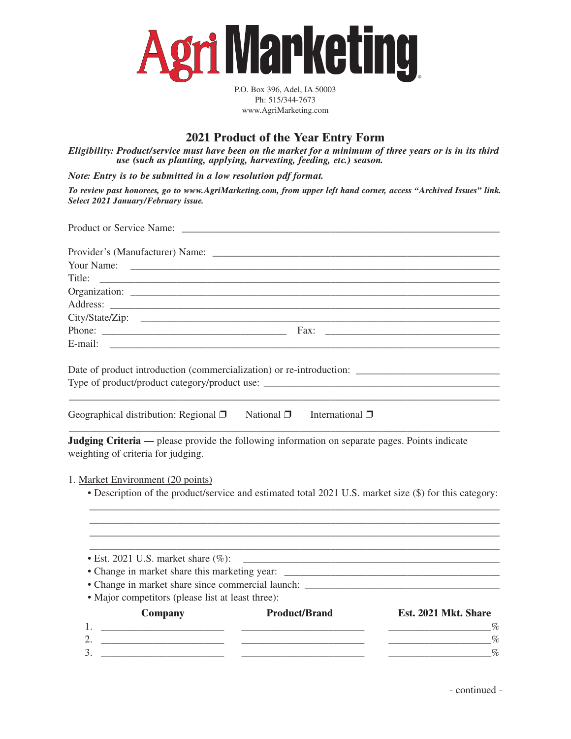# Agri Marketing

P.O. Box 396, Adel, IA 50003
Ph: 515/344-7673
www.AgriMarketing.com

## 2021 Product of the Year Entry Form

***Eligibility: Product/service must have been on the market for a minimum of three years or is in its third use (such as planting, applying, harvesting, feeding, etc.) season.***

***Note: Entry is to be submitted in a low resolution pdf format.***

***To review past honorees, go to www.AgriMarketing.com, from upper left hand corner, access "Archived Issues" link. Select 2021 January/February issue.***

Product or Service Name: ____________________________________________

Provider's (Manufacturer) Name: ____________________________________________

Your Name: ____________________________________________

Title: ____________________________________________

Organization: ____________________________________________

Address: ____________________________________________

City/State/Zip: ____________________________________________

Phone: ______________________ Fax: ______________________

E-mail: ____________________________________________

Date of product introduction (commercialization) or re-introduction: ______________________

Type of product/product category/product use: ______________________

____________________________________________

Geographical distribution: Regional ❐ National ❐ International ❐

**Judging Criteria —** please provide the following information on separate pages. Points indicate weighting of criteria for judging.

1. Market Environment (20 points)
   - Description of the product/service and estimated total 2021 U.S. market size ($) for this category:

     ____________________________________________

     ____________________________________________

     ____________________________________________

     ____________________________________________
   - Est. 2021 U.S. market share (%): ______________________
   - Change in market share this marketing year: ______________________
   - Change in market share since commercial launch: ______________________
   - Major competitors (please list at least three):

| | Company | Product/Brand | Est. 2021 Mkt. Share |
|---|---|---|---|
| 1. | ____________ | ____________ | ____________% |
| 2. | ____________ | ____________ | ____________% |
| 3. | ____________ | ____________ | ____________% |

- continued -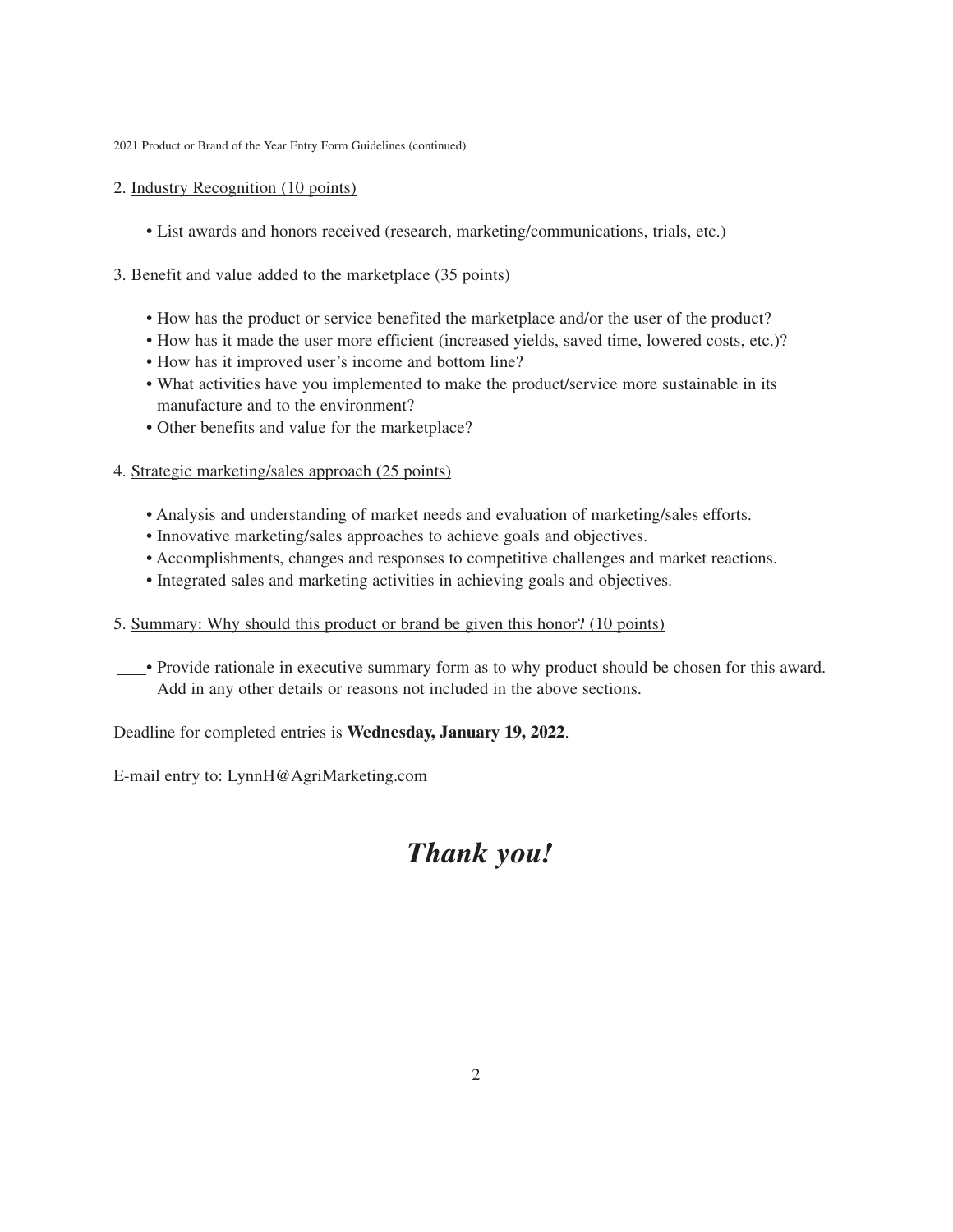2. Industry Recognition (10 points)

- List awards and honors received (research, marketing/communications, trials, etc.)

3. Benefit and value added to the marketplace (35 points)

- How has the product or service benefited the marketplace and/or the user of the product?
- How has it made the user more efficient (increased yields, saved time, lowered costs, etc.)?
- How has it improved user's income and bottom line?
- What activities have you implemented to make the product/service more sustainable in its manufacture and to the environment?
- Other benefits and value for the marketplace?

4. Strategic marketing/sales approach (25 points)

- Analysis and understanding of market needs and evaluation of marketing/sales efforts.
- Innovative marketing/sales approaches to achieve goals and objectives.
- Accomplishments, changes and responses to competitive challenges and market reactions.
- Integrated sales and marketing activities in achieving goals and objectives.

5. Summary: Why should this product or brand be given this honor? (10 points)

- Provide rationale in executive summary form as to why product should be chosen for this award. Add in any other details or reasons not included in the above sections.

Deadline for completed entries is **Wednesday, January 19, 2022**.

E-mail entry to: LynnH@AgriMarketing.com

***Thank you!***